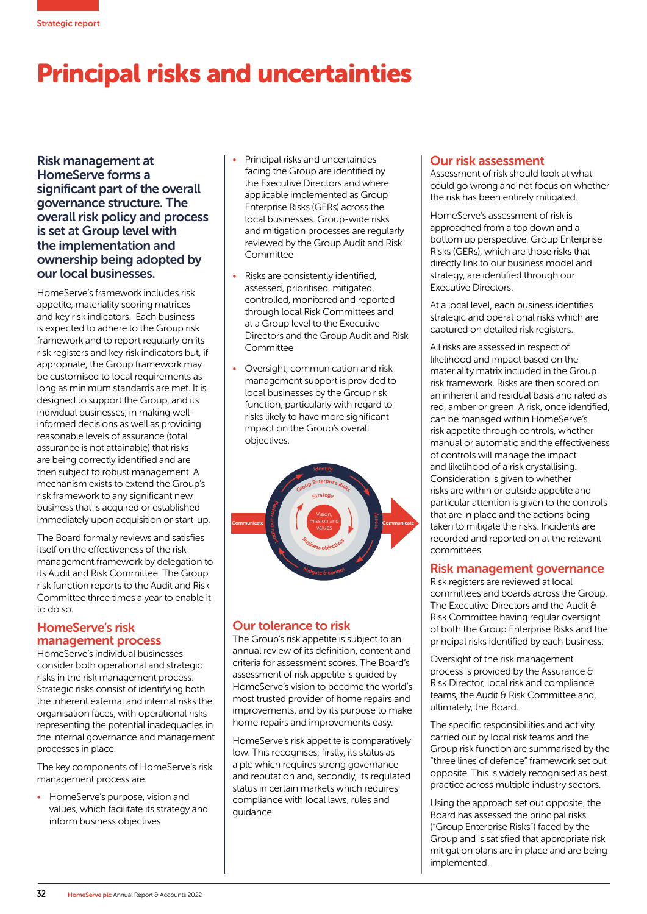# Principal risks and uncertainties

**Risk management at HomeServe forms a significant part of the overall governance structure. The overall risk policy and process is set at Group level with the implementation and ownership being adopted by our local businesses.**

HomeServe's framework includes risk appetite, materiality scoring matrices and key risk indicators. Each business is expected to adhere to the Group risk framework and to report regularly on its risk registers and key risk indicators but, if appropriate, the Group framework may be customised to local requirements as long as minimum standards are met. It is designed to support the Group, and its individual businesses, in making well-informed decisions as well as providing reasonable levels of assurance (total assurance is not attainable) that risks are being correctly identified and are then subject to robust management. A mechanism exists to extend the Group's risk framework to any significant new business that is acquired or established immediately upon acquisition or start-up.

The Board formally reviews and satisfies itself on the effectiveness of the risk management framework by delegation to its Audit and Risk Committee. The Group risk function reports to the Audit and Risk Committee three times a year to enable it to do so.

## HomeServe's risk management process

HomeServe's individual businesses consider both operational and strategic risks in the risk management process. Strategic risks consist of identifying both the inherent external and internal risks the organisation faces, with operational risks representing the potential inadequacies in the internal governance and management processes in place.

The key components of HomeServe's risk management process are:

- HomeServe's purpose, vision and values, which facilitate its strategy and inform business objectives
- Principal risks and uncertainties facing the Group are identified by the Executive Directors and where applicable implemented as Group Enterprise Risks (GERs) across the local businesses. Group-wide risks and mitigation processes are regularly reviewed by the Group Audit and Risk Committee
- Risks are consistently identified, assessed, prioritised, mitigated, controlled, monitored and reported through local Risk Committees and at a Group level to the Executive Directors and the Group Audit and Risk Committee
- Oversight, communication and risk management support is provided to local businesses by the Group risk function, particularly with regard to risks likely to have more significant impact on the Group's overall objectives.

Communicate — Identify — Group Enterprise Risks — Strategy — Vision, mission and values — Business objectives — Assess — Mitigate & control — Review and report — Communicate

## Our tolerance to risk

The Group's risk appetite is subject to an annual review of its definition, content and criteria for assessment scores. The Board's assessment of risk appetite is guided by HomeServe's vision to become the world's most trusted provider of home repairs and improvements, and by its purpose to make home repairs and improvements easy.

HomeServe's risk appetite is comparatively low. This recognises; firstly, its status as a plc which requires strong governance and reputation and, secondly, its regulated status in certain markets which requires compliance with local laws, rules and guidance.

## Our risk assessment

Assessment of risk should look at what could go wrong and not focus on whether the risk has been entirely mitigated.

HomeServe's assessment of risk is approached from a top down and a bottom up perspective. Group Enterprise Risks (GERs), which are those risks that directly link to our business model and strategy, are identified through our Executive Directors.

At a local level, each business identifies strategic and operational risks which are captured on detailed risk registers.

All risks are assessed in respect of likelihood and impact based on the materiality matrix included in the Group risk framework. Risks are then scored on an inherent and residual basis and rated as red, amber or green. A risk, once identified, can be managed within HomeServe's risk appetite through controls, whether manual or automatic and the effectiveness of controls will manage the impact and likelihood of a risk crystallising. Consideration is given to whether risks are within or outside appetite and particular attention is given to the controls that are in place and the actions being taken to mitigate the risks. Incidents are recorded and reported on at the relevant committees.

## Risk management governance

Risk registers are reviewed at local committees and boards across the Group. The Executive Directors and the Audit & Risk Committee having regular oversight of both the Group Enterprise Risks and the principal risks identified by each business.

Oversight of the risk management process is provided by the Assurance & Risk Director, local risk and compliance teams, the Audit & Risk Committee and, ultimately, the Board.

The specific responsibilities and activity carried out by local risk teams and the Group risk function are summarised by the "three lines of defence" framework set out opposite. This is widely recognised as best practice across multiple industry sectors.

Using the approach set out opposite, the Board has assessed the principal risks ("Group Enterprise Risks") faced by the Group and is satisfied that appropriate risk mitigation plans are in place and are being implemented.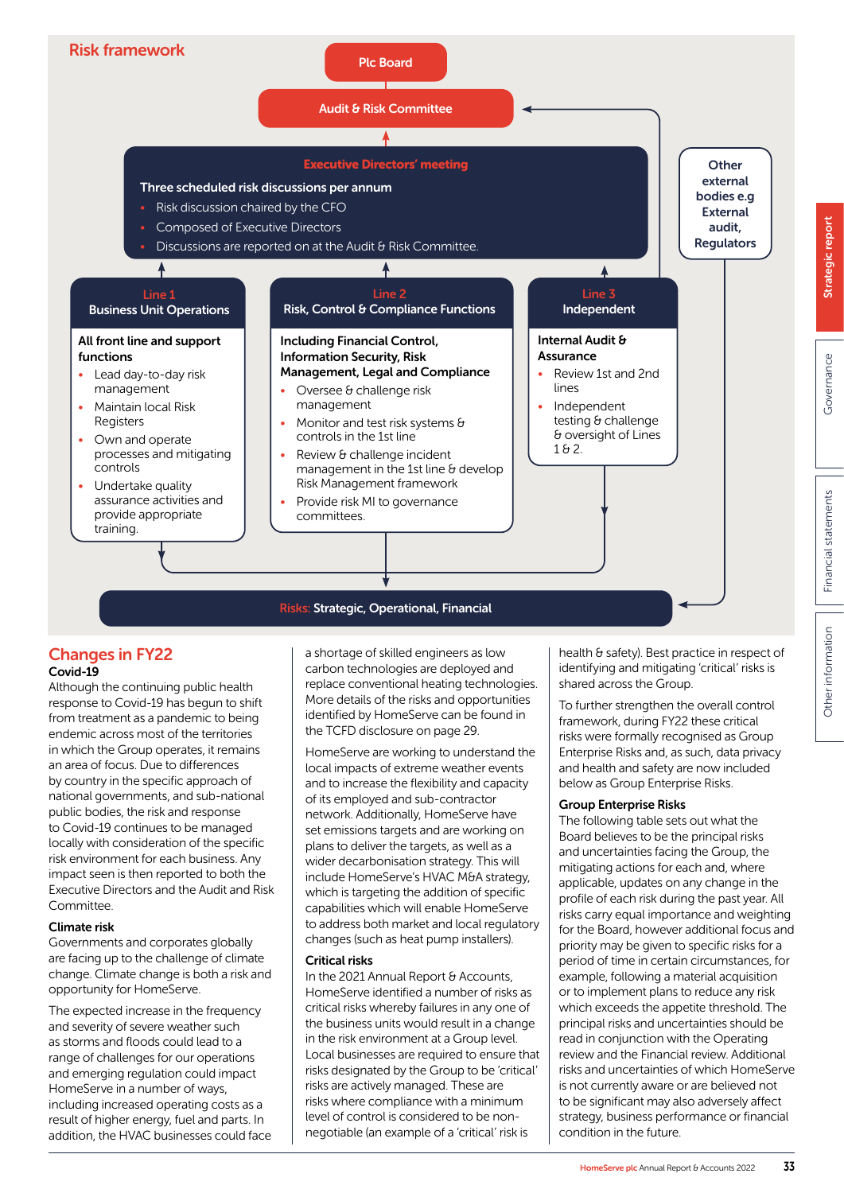## Risk framework

**Plc Board**

**Audit & Risk Committee**

**Executive Directors' meeting**

**Three scheduled risk discussions per annum**

- Risk discussion chaired by the CFO
- Composed of Executive Directors
- Discussions are reported on at the Audit & Risk Committee.

**Other external bodies e.g External audit, Regulators**

**Line 1 – Business Unit Operations**

**All front line and support functions**

- Lead day-to-day risk management
- Maintain local Risk Registers
- Own and operate processes and mitigating controls
- Undertake quality assurance activities and provide appropriate training.

**Line 2 – Risk, Control & Compliance Functions**

**Including Financial Control, Information Security, Risk Management, Legal and Compliance**

- Oversee & challenge risk management
- Monitor and test risk systems & controls in the 1st line
- Review & challenge incident management in the 1st line & develop Risk Management framework
- Provide risk MI to governance committees.

**Line 3 – Independent**

**Internal Audit & Assurance**

- Review 1st and 2nd lines
- Independent testing & challenge & oversight of Lines 1 & 2.

**Risks: Strategic, Operational, Financial**

## Changes in FY22

### Covid-19

Although the continuing public health response to Covid-19 has begun to shift from treatment as a pandemic to being endemic across most of the territories in which the Group operates, it remains an area of focus. Due to differences by country in the specific approach of national governments, and sub-national public bodies, the risk and response to Covid-19 continues to be managed locally with consideration of the specific risk environment for each business. Any impact seen is then reported to both the Executive Directors and the Audit and Risk Committee.

### Climate risk

Governments and corporates globally are facing up to the challenge of climate change. Climate change is both a risk and opportunity for HomeServe.

The expected increase in the frequency and severity of severe weather such as storms and floods could lead to a range of challenges for our operations and emerging regulation could impact HomeServe in a number of ways, including increased operating costs as a result of higher energy, fuel and parts. In addition, the HVAC businesses could face a shortage of skilled engineers as low carbon technologies are deployed and replace conventional heating technologies. More details of the risks and opportunities identified by HomeServe can be found in the TCFD disclosure on page 29.

HomeServe are working to understand the local impacts of extreme weather events and to increase the flexibility and capacity of its employed and sub-contractor network. Additionally, HomeServe have set emissions targets and are working on plans to deliver the targets, as well as a wider decarbonisation strategy. This will include HomeServe's HVAC M&A strategy, which is targeting the addition of specific capabilities which will enable HomeServe to address both market and local regulatory changes (such as heat pump installers).

### Critical risks

In the 2021 Annual Report & Accounts, HomeServe identified a number of risks as critical risks whereby failures in any one of the business units would result in a change in the risk environment at a Group level. Local businesses are required to ensure that risks designated by the Group to be 'critical' risks are actively managed. These are risks where compliance with a minimum level of control is considered to be non-negotiable (an example of a 'critical' risk is health & safety). Best practice in respect of identifying and mitigating 'critical' risks is shared across the Group.

To further strengthen the overall control framework, during FY22 these critical risks were formally recognised as Group Enterprise Risks and, as such, data privacy and health and safety are now included below as Group Enterprise Risks.

### Group Enterprise Risks

The following table sets out what the Board believes to be the principal risks and uncertainties facing the Group, the mitigating actions for each and, where applicable, updates on any change in the profile of each risk during the past year. All risks carry equal importance and weighting for the Board, however additional focus and priority may be given to specific risks for a period of time in certain circumstances, for example, following a material acquisition or to implement plans to reduce any risk which exceeds the appetite threshold. The principal risks and uncertainties should be read in conjunction with the Operating review and the Financial review. Additional risks and uncertainties of which HomeServe is not currently aware or are believed not to be significant may also adversely affect strategy, business performance or financial condition in the future.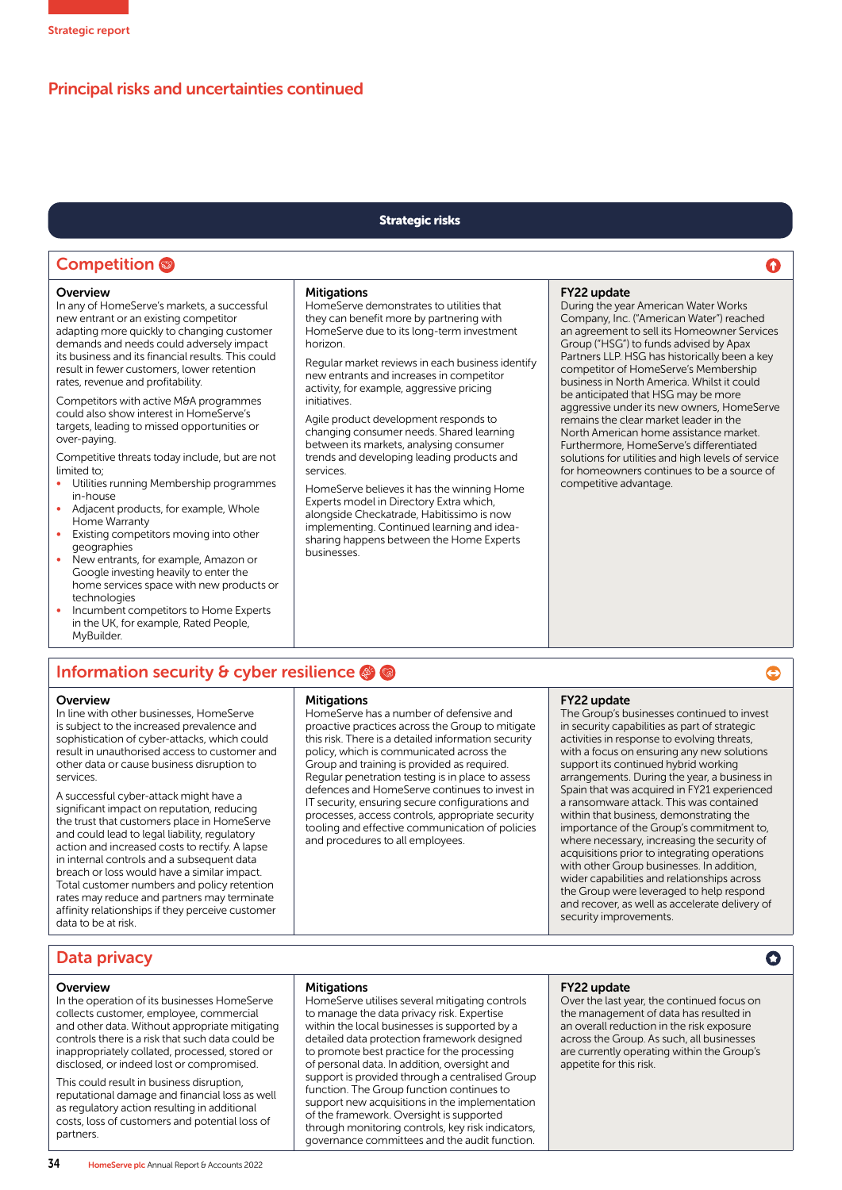## Principal risks and uncertainties continued

### Strategic risks

## Competition

### Overview

In any of HomeServe's markets, a successful new entrant or an existing competitor adapting more quickly to changing customer demands and needs could adversely impact its business and its financial results. This could result in fewer customers, lower retention rates, revenue and profitability.

Competitors with active M&A programmes could also show interest in HomeServe's targets, leading to missed opportunities or over-paying.

Competitive threats today include, but are not limited to;

- Utilities running Membership programmes in-house
- Adjacent products, for example, Whole Home Warranty
- Existing competitors moving into other geographies
- New entrants, for example, Amazon or Google investing heavily to enter the home services space with new products or technologies
- Incumbent competitors to Home Experts in the UK, for example, Rated People, MyBuilder.

### Mitigations

HomeServe demonstrates to utilities that they can benefit more by partnering with HomeServe due to its long-term investment horizon.

Regular market reviews in each business identify new entrants and increases in competitor activity, for example, aggressive pricing initiatives.

Agile product development responds to changing consumer needs. Shared learning between its markets, analysing consumer trends and developing leading products and services.

HomeServe believes it has the winning Home Experts model in Directory Extra which, alongside Checkatrade, Habitissimo is now implementing. Continued learning and idea-sharing happens between the Home Experts businesses.

### FY22 update

During the year American Water Works Company, Inc. ("American Water") reached an agreement to sell its Homeowner Services Group ("HSG") to funds advised by Apax Partners LLP. HSG has historically been a key competitor of HomeServe's Membership business in North America. Whilst it could be anticipated that HSG may be more aggressive under its new owners, HomeServe remains the clear market leader in the North American home assistance market. Furthermore, HomeServe's differentiated solutions for utilities and high levels of service for homeowners continues to be a source of competitive advantage.

## Information security & cyber resilience

### Overview

In line with other businesses, HomeServe is subject to the increased prevalence and sophistication of cyber-attacks, which could result in unauthorised access to customer and other data or cause business disruption to services.

A successful cyber-attack might have a significant impact on reputation, reducing the trust that customers place in HomeServe and could lead to legal liability, regulatory action and increased costs to rectify. A lapse in internal controls and a subsequent data breach or loss would have a similar impact. Total customer numbers and policy retention rates may reduce and partners may terminate affinity relationships if they perceive customer data to be at risk.

### Mitigations

HomeServe has a number of defensive and proactive practices across the Group to mitigate this risk. There is a detailed information security policy, which is communicated across the Group and training is provided as required. Regular penetration testing is in place to assess defences and HomeServe continues to invest in IT security, ensuring secure configurations and processes, access controls, appropriate security tooling and effective communication of policies and procedures to all employees.

### FY22 update

The Group's businesses continued to invest in security capabilities as part of strategic activities in response to evolving threats, with a focus on ensuring any new solutions support its continued hybrid working arrangements. During the year, a business in Spain that was acquired in FY21 experienced a ransomware attack. This was contained within that business, demonstrating the importance of the Group's commitment to, where necessary, increasing the security of acquisitions prior to integrating operations with other Group businesses. In addition, wider capabilities and relationships across the Group were leveraged to help respond and recover, as well as accelerate delivery of security improvements.

## Data privacy

### Overview

In the operation of its businesses HomeServe collects customer, employee, commercial and other data. Without appropriate mitigating controls there is a risk that such data could be inappropriately collated, processed, stored or disclosed, or indeed lost or compromised.

This could result in business disruption, reputational damage and financial loss as well as regulatory action resulting in additional costs, loss of customers and potential loss of partners.

### Mitigations

HomeServe utilises several mitigating controls to manage the data privacy risk. Expertise within the local businesses is supported by a detailed data protection framework designed to promote best practice for the processing of personal data. In addition, oversight and support is provided through a centralised Group function. The Group function continues to support new acquisitions in the implementation of the framework. Oversight is supported through monitoring controls, key risk indicators, governance committees and the audit function.

### FY22 update

Over the last year, the continued focus on the management of data has resulted in an overall reduction in the risk exposure across the Group. As such, all businesses are currently operating within the Group's appetite for this risk.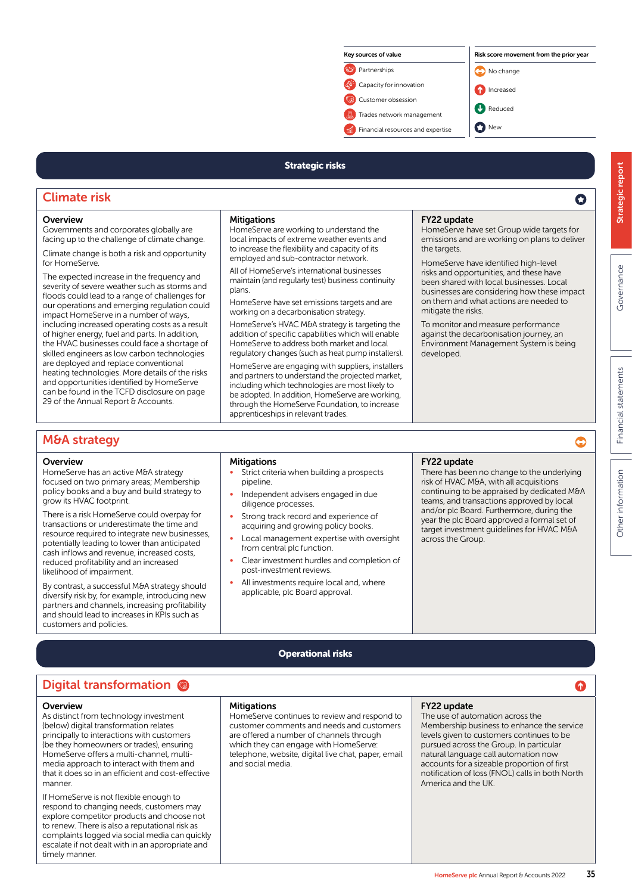| Key sources of value | Risk score movement from the prior year |
| --- | --- |
| Partnerships | No change |
| Capacity for innovation | Increased |
| Customer obsession | Reduced |
| Trades network management | New |
| Financial resources and expertise | |

## Strategic risks

### Climate risk

**Overview**

Governments and corporates globally are facing up to the challenge of climate change.

Climate change is both a risk and opportunity for HomeServe.

The expected increase in the frequency and severity of severe weather such as storms and floods could lead to a range of challenges for our operations and emerging regulation could impact HomeServe in a number of ways, including increased operating costs as a result of higher energy, fuel and parts. In addition, the HVAC businesses could face a shortage of skilled engineers as low carbon technologies are deployed and replace conventional heating technologies. More details of the risks and opportunities identified by HomeServe can be found in the TCFD disclosure on page 29 of the Annual Report & Accounts.

**Mitigations**

HomeServe are working to understand the local impacts of extreme weather events and to increase the flexibility and capacity of its employed and sub-contractor network.

All of HomeServe's international businesses maintain (and regularly test) business continuity plans.

HomeServe have set emissions targets and are working on a decarbonisation strategy.

HomeServe's HVAC M&A strategy is targeting the addition of specific capabilities which will enable HomeServe to address both market and local regulatory changes (such as heat pump installers).

HomeServe are engaging with suppliers, installers and partners to understand the projected market, including which technologies are most likely to be adopted. In addition, HomeServe are working, through the HomeServe Foundation, to increase apprenticeships in relevant trades.

**FY22 update**

HomeServe have set Group wide targets for emissions and are working on plans to deliver the targets.

HomeServe have identified high-level risks and opportunities, and these have been shared with local businesses. Local businesses are considering how these impact on them and what actions are needed to mitigate the risks.

To monitor and measure performance against the decarbonisation journey, an Environment Management System is being developed.

### M&A strategy

**Overview**

HomeServe has an active M&A strategy focused on two primary areas; Membership policy books and a buy and build strategy to grow its HVAC footprint.

There is a risk HomeServe could overpay for transactions or underestimate the time and resource required to integrate new businesses, potentially leading to lower than anticipated cash inflows and revenue, increased costs, reduced profitability and an increased likelihood of impairment.

By contrast, a successful M&A strategy should diversify risk by, for example, introducing new partners and channels, increasing profitability and should lead to increases in KPIs such as customers and policies.

**Mitigations**

- Strict criteria when building a prospects pipeline.
- Independent advisers engaged in due diligence processes.
- Strong track record and experience of acquiring and growing policy books.
- Local management expertise with oversight from central plc function.
- Clear investment hurdles and completion of post-investment reviews.
- All investments require local and, where applicable, plc Board approval.

**FY22 update**

There has been no change to the underlying risk of HVAC M&A, with all acquisitions continuing to be appraised by dedicated M&A teams, and transactions approved by local and/or plc Board. Furthermore, during the year the plc Board approved a formal set of target investment guidelines for HVAC M&A across the Group.

## Operational risks

### Digital transformation

**Overview**

As distinct from technology investment (below) digital transformation relates principally to interactions with customers (be they homeowners or trades), ensuring HomeServe offers a multi-channel, multi-media approach to interact with them and that it does so in an efficient and cost-effective manner.

If HomeServe is not flexible enough to respond to changing needs, customers may explore competitor products and choose not to renew. There is also a reputational risk as complaints logged via social media can quickly escalate if not dealt with in an appropriate and timely manner.

**Mitigations**

HomeServe continues to review and respond to customer comments and needs and customers are offered a number of channels through which they can engage with HomeServe: telephone, website, digital live chat, paper, email and social media.

**FY22 update**

The use of automation across the Membership business to enhance the service levels given to customers continues to be pursued across the Group. In particular natural language call automation now accounts for a sizeable proportion of first notification of loss (FNOL) calls in both North America and the UK.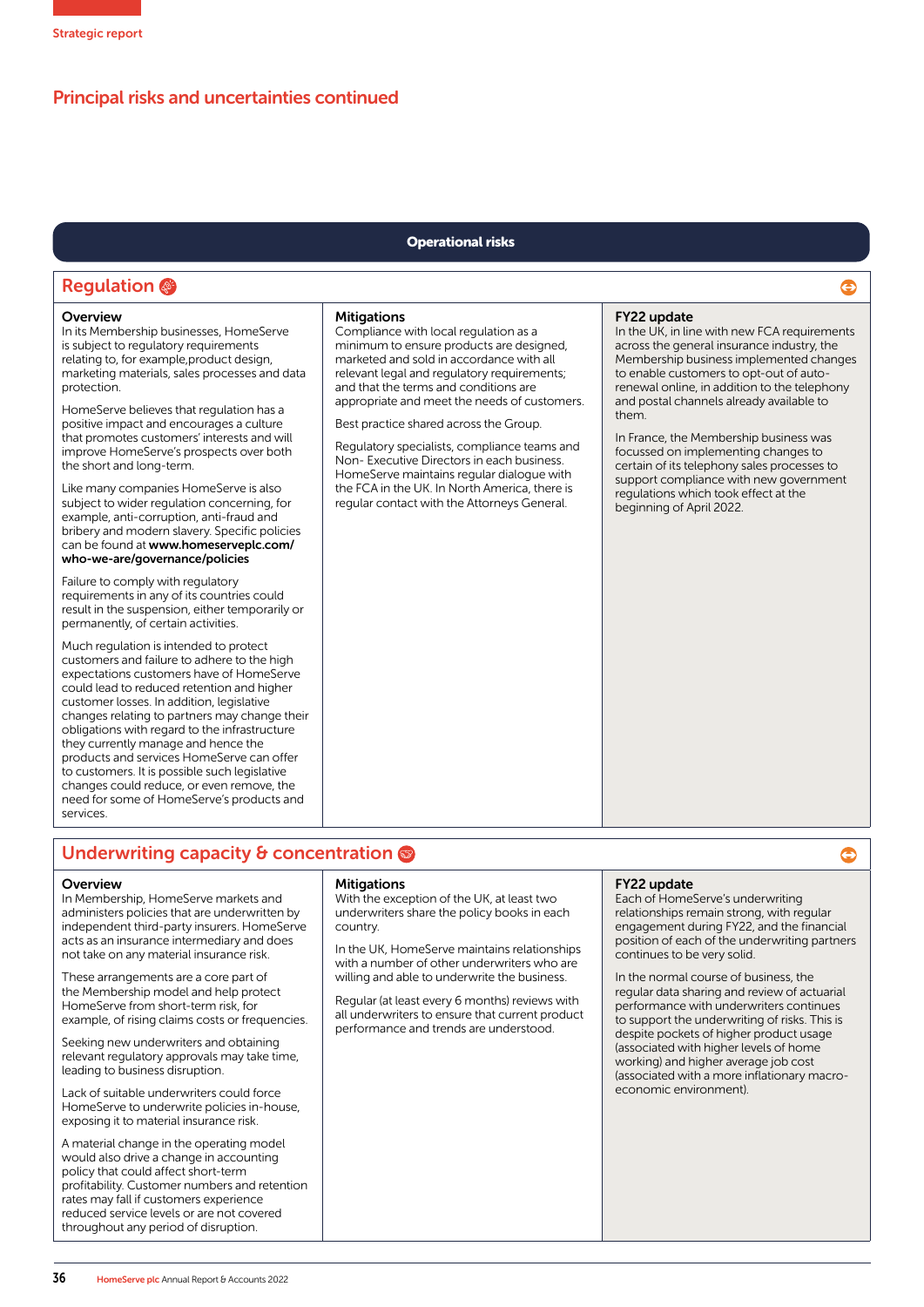## Principal risks and uncertainties continued

### Operational risks

#### Regulation

**Overview**

In its Membership businesses, HomeServe is subject to regulatory requirements relating to, for example,product design, marketing materials, sales processes and data protection.

HomeServe believes that regulation has a positive impact and encourages a culture that promotes customers' interests and will improve HomeServe's prospects over both the short and long-term.

Like many companies HomeServe is also subject to wider regulation concerning, for example, anti-corruption, anti-fraud and bribery and modern slavery. Specific policies can be found at **www.homeserveplc.com/who-we-are/governance/policies**

Failure to comply with regulatory requirements in any of its countries could result in the suspension, either temporarily or permanently, of certain activities.

Much regulation is intended to protect customers and failure to adhere to the high expectations customers have of HomeServe could lead to reduced retention and higher customer losses. In addition, legislative changes relating to partners may change their obligations with regard to the infrastructure they currently manage and hence the products and services HomeServe can offer to customers. It is possible such legislative changes could reduce, or even remove, the need for some of HomeServe's products and services.

**Mitigations**

Compliance with local regulation as a minimum to ensure products are designed, marketed and sold in accordance with all relevant legal and regulatory requirements; and that the terms and conditions are appropriate and meet the needs of customers.

Best practice shared across the Group.

Regulatory specialists, compliance teams and Non- Executive Directors in each business. HomeServe maintains regular dialogue with the FCA in the UK. In North America, there is regular contact with the Attorneys General.

**FY22 update**

In the UK, in line with new FCA requirements across the general insurance industry, the Membership business implemented changes to enable customers to opt-out of auto-renewal online, in addition to the telephony and postal channels already available to them.

In France, the Membership business was focussed on implementing changes to certain of its telephony sales processes to support compliance with new government regulations which took effect at the beginning of April 2022.

#### Underwriting capacity & concentration

**Overview**

In Membership, HomeServe markets and administers policies that are underwritten by independent third-party insurers. HomeServe acts as an insurance intermediary and does not take on any material insurance risk.

These arrangements are a core part of the Membership model and help protect HomeServe from short-term risk, for example, of rising claims costs or frequencies.

Seeking new underwriters and obtaining relevant regulatory approvals may take time, leading to business disruption.

Lack of suitable underwriters could force HomeServe to underwrite policies in-house, exposing it to material insurance risk.

A material change in the operating model would also drive a change in accounting policy that could affect short-term profitability. Customer numbers and retention rates may fall if customers experience reduced service levels or are not covered throughout any period of disruption.

**Mitigations**

With the exception of the UK, at least two underwriters share the policy books in each country.

In the UK, HomeServe maintains relationships with a number of other underwriters who are willing and able to underwrite the business.

Regular (at least every 6 months) reviews with all underwriters to ensure that current product performance and trends are understood.

**FY22 update**

Each of HomeServe's underwriting relationships remain strong, with regular engagement during FY22, and the financial position of each of the underwriting partners continues to be very solid.

In the normal course of business, the regular data sharing and review of actuarial performance with underwriters continues to support the underwriting of risks. This is despite pockets of higher product usage (associated with higher levels of home working) and higher average job cost (associated with a more inflationary macro-economic environment).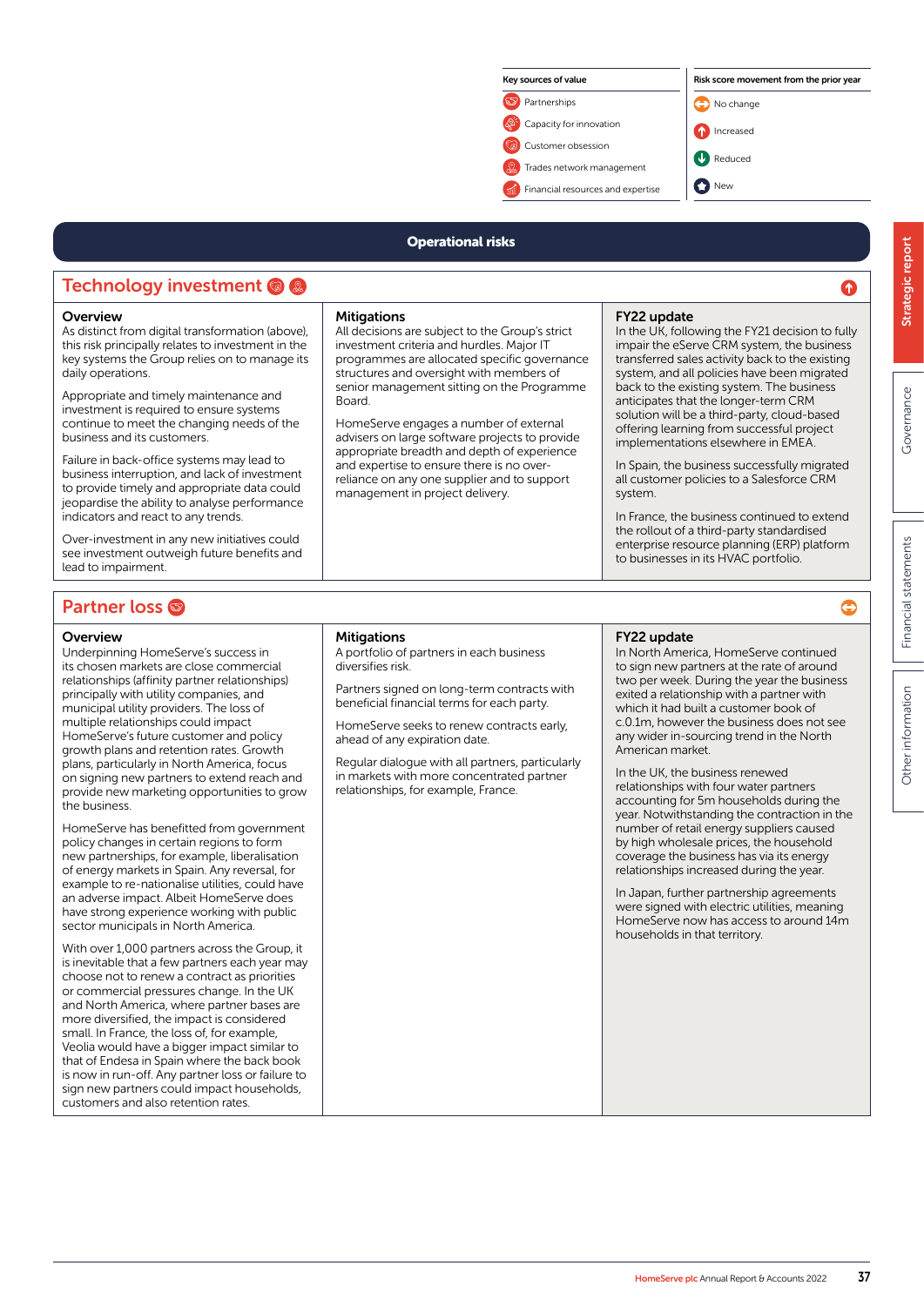| Key sources of value | Risk score movement from the prior year |
|---|---|
| Partnerships | No change |
| Capacity for innovation | Increased |
| Customer obsession | Reduced |
| Trades network management | New |
| Financial resources and expertise | |

## Operational risks

### Technology investment

Risk score movement: Increased

**Overview**

As distinct from digital transformation (above), this risk principally relates to investment in the key systems the Group relies on to manage its daily operations.

Appropriate and timely maintenance and investment is required to ensure systems continue to meet the changing needs of the business and its customers.

Failure in back-office systems may lead to business interruption, and lack of investment to provide timely and appropriate data could jeopardise the ability to analyse performance indicators and react to any trends.

Over-investment in any new initiatives could see investment outweigh future benefits and lead to impairment.

**Mitigations**

All decisions are subject to the Group's strict investment criteria and hurdles. Major IT programmes are allocated specific governance structures and oversight with members of senior management sitting on the Programme Board.

HomeServe engages a number of external advisers on large software projects to provide appropriate breadth and depth of experience and expertise to ensure there is no over-reliance on any one supplier and to support management in project delivery.

**FY22 update**

In the UK, following the FY21 decision to fully impair the eServe CRM system, the business transferred sales activity back to the existing system, and all policies have been migrated back to the existing system. The business anticipates that the longer-term CRM solution will be a third-party, cloud-based offering learning from successful project implementations elsewhere in EMEA.

In Spain, the business successfully migrated all customer policies to a Salesforce CRM system.

In France, the business continued to extend the rollout of a third-party standardised enterprise resource planning (ERP) platform to businesses in its HVAC portfolio.

### Partner loss

Risk score movement: No change

**Overview**

Underpinning HomeServe's success in its chosen markets are close commercial relationships (affinity partner relationships) principally with utility companies, and municipal utility providers. The loss of multiple relationships could impact HomeServe's future customer and policy growth plans and retention rates. Growth plans, particularly in North America, focus on signing new partners to extend reach and provide new marketing opportunities to grow the business.

HomeServe has benefitted from government policy changes in certain regions to form new partnerships, for example, liberalisation of energy markets in Spain. Any reversal, for example to re-nationalise utilities, could have an adverse impact. Albeit HomeServe does have strong experience working with public sector municipals in North America.

With over 1,000 partners across the Group, it is inevitable that a few partners each year may choose not to renew a contract as priorities or commercial pressures change. In the UK and North America, where partner bases are more diversified, the impact is considered small. In France, the loss of, for example, Veolia would have a bigger impact similar to that of Endesa in Spain where the back book is now in run-off. Any partner loss or failure to sign new partners could impact households, customers and also retention rates.

**Mitigations**

A portfolio of partners in each business diversifies risk.

Partners signed on long-term contracts with beneficial financial terms for each party.

HomeServe seeks to renew contracts early, ahead of any expiration date.

Regular dialogue with all partners, particularly in markets with more concentrated partner relationships, for example, France.

**FY22 update**

In North America, HomeServe continued to sign new partners at the rate of around two per week. During the year the business exited a relationship with a partner with which it had built a customer book of c.0.1m, however the business does not see any wider in-sourcing trend in the North American market.

In the UK, the business renewed relationships with four water partners accounting for 5m households during the year. Notwithstanding the contraction in the number of retail energy suppliers caused by high wholesale prices, the household coverage the business has via its energy relationships increased during the year.

In Japan, further partnership agreements were signed with electric utilities, meaning HomeServe now has access to around 14m households in that territory.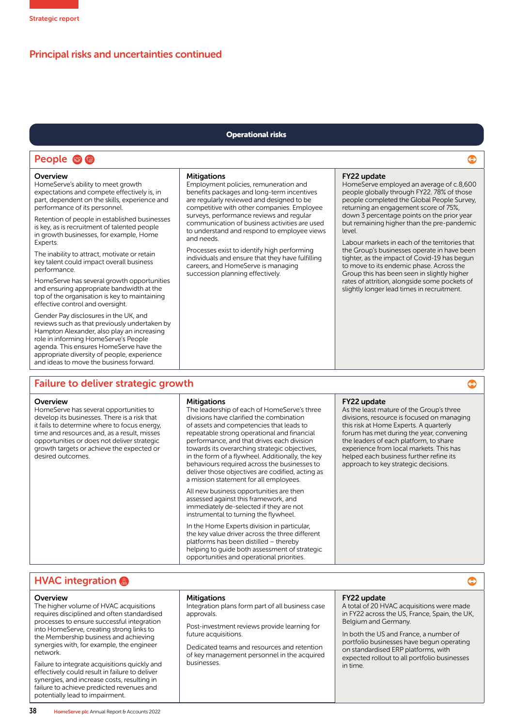Strategic report

# Principal risks and uncertainties continued

## Operational risks

### People

| Overview | Mitigations | FY22 update |
|---|---|---|
| HomeServe's ability to meet growth expectations and compete effectively is, in part, dependent on the skills, experience and performance of its personnel.<br><br>Retention of people in established businesses is key, as is recruitment of talented people in growth businesses, for example, Home Experts.<br><br>The inability to attract, motivate or retain key talent could impact overall business performance.<br><br>HomeServe has several growth opportunities and ensuring appropriate bandwidth at the top of the organisation is key to maintaining effective control and oversight.<br><br>Gender Pay disclosures in the UK, and reviews such as that previously undertaken by Hampton Alexander, also play an increasing role in informing HomeServe's People agenda. This ensures HomeServe have the appropriate diversity of people, experience and ideas to move the business forward. | Employment policies, remuneration and benefits packages and long-term incentives are regularly reviewed and designed to be competitive with other companies. Employee surveys, performance reviews and regular communication of business activities are used to understand and respond to employee views and needs.<br><br>Processes exist to identify high performing individuals and ensure that they have fulfilling careers, and HomeServe is managing succession planning effectively. | HomeServe employed an average of c.8,600 people globally through FY22. 78% of those people completed the Global People Survey, returning an engagement score of 75%, down 3 percentage points on the prior year but remaining higher than the pre-pandemic level.<br><br>Labour markets in each of the territories that the Group's businesses operate in have been tighter, as the impact of Covid-19 has begun to move to its endemic phase. Across the Group this has been seen in slightly higher rates of attrition, alongside some pockets of slightly longer lead times in recruitment. |

### Failure to deliver strategic growth

| Overview | Mitigations | FY22 update |
|---|---|---|
| HomeServe has several opportunities to develop its businesses. There is a risk that it fails to determine where to focus energy, time and resources and, as a result, misses opportunities or does not deliver strategic growth targets or achieve the expected or desired outcomes. | The leadership of each of HomeServe's three divisions have clarified the combination of assets and competencies that leads to repeatable strong operational and financial performance, and that drives each division towards its overarching strategic objectives, in the form of a flywheel. Additionally, the key behaviours required across the businesses to deliver those objectives are codified, acting as a mission statement for all employees.<br><br>All new business opportunities are then assessed against this framework, and immediately de-selected if they are not instrumental to turning the flywheel.<br><br>In the Home Experts division in particular, the key value driver across the three different platforms has been distilled – thereby helping to guide both assessment of strategic opportunities and operational priorities. | As the least mature of the Group's three divisions, resource is focused on managing this risk at Home Experts. A quarterly forum has met during the year, convening the leaders of each platform, to share experience from local markets. This has helped each business further refine its approach to key strategic decisions. |

### HVAC integration

| Overview | Mitigations | FY22 update |
|---|---|---|
| The higher volume of HVAC acquisitions requires disciplined and often standardised processes to ensure successful integration into HomeServe, creating strong links to the Membership business and achieving synergies with, for example, the engineer network.<br><br>Failure to integrate acquisitions quickly and effectively could result in failure to deliver synergies, and increase costs, resulting in failure to achieve predicted revenues and potentially lead to impairment. | Integration plans form part of all business case approvals.<br><br>Post-investment reviews provide learning for future acquisitions.<br><br>Dedicated teams and resources and retention of key management personnel in the acquired businesses. | A total of 20 HVAC acquisitions were made in FY22 across the US, France, Spain, the UK, Belgium and Germany.<br><br>In both the US and France, a number of portfolio businesses have begun operating on standardised ERP platforms, with expected rollout to all portfolio businesses in time. |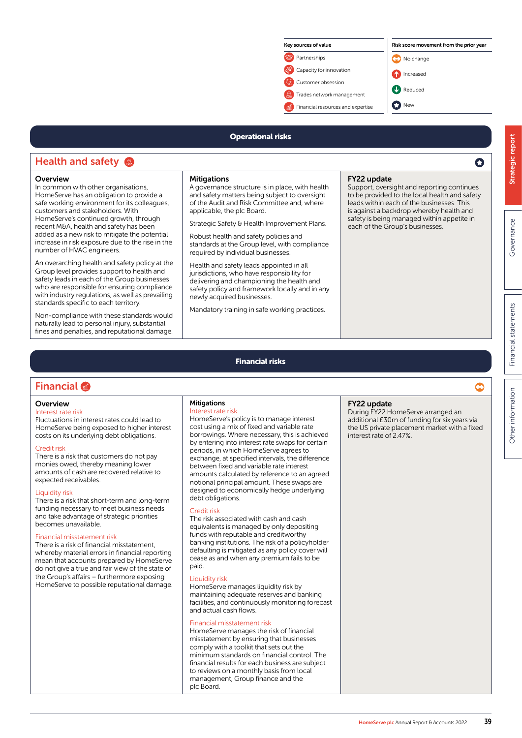| Key sources of value | Risk score movement from the prior year |
|---|---|
| Partnerships | No change |
| Capacity for innovation | Increased |
| Customer obsession | Reduced |
| Trades network management | New |
| Financial resources and expertise | |

## Operational risks

### Health and safety

**Overview**

In common with other organisations, HomeServe has an obligation to provide a safe working environment for its colleagues, customers and stakeholders. With HomeServe's continued growth, through recent M&A, health and safety has been added as a new risk to mitigate the potential increase in risk exposure due to the rise in the number of HVAC engineers.

An overarching health and safety policy at the Group level provides support to health and safety leads in each of the Group businesses who are responsible for ensuring compliance with industry regulations, as well as prevailing standards specific to each territory.

Non-compliance with these standards would naturally lead to personal injury, substantial fines and penalties, and reputational damage.

**Mitigations**

A governance structure is in place, with health and safety matters being subject to oversight of the Audit and Risk Committee and, where applicable, the plc Board.

Strategic Safety & Health Improvement Plans.

Robust health and safety policies and standards at the Group level, with compliance required by individual businesses.

Health and safety leads appointed in all jurisdictions, who have responsibility for delivering and championing the health and safety policy and framework locally and in any newly acquired businesses.

Mandatory training in safe working practices.

**FY22 update**

Support, oversight and reporting continues to be provided to the local health and safety leads within each of the businesses. This is against a backdrop whereby health and safety is being managed within appetite in each of the Group's businesses.

## Financial risks

### Financial

**Overview**

Interest rate risk

Fluctuations in interest rates could lead to HomeServe being exposed to higher interest costs on its underlying debt obligations.

Credit risk

There is a risk that customers do not pay monies owed, thereby meaning lower amounts of cash are recovered relative to expected receivables.

Liquidity risk

There is a risk that short-term and long-term funding necessary to meet business needs and take advantage of strategic priorities becomes unavailable.

Financial misstatement risk

There is a risk of financial misstatement, whereby material errors in financial reporting mean that accounts prepared by HomeServe do not give a true and fair view of the state of the Group's affairs – furthermore exposing HomeServe to possible reputational damage.

**Mitigations**

Interest rate risk

HomeServe's policy is to manage interest cost using a mix of fixed and variable rate borrowings. Where necessary, this is achieved by entering into interest rate swaps for certain periods, in which HomeServe agrees to exchange, at specified intervals, the difference between fixed and variable rate interest amounts calculated by reference to an agreed notional principal amount. These swaps are designed to economically hedge underlying debt obligations.

Credit risk

The risk associated with cash and cash equivalents is managed by only depositing funds with reputable and creditworthy banking institutions. The risk of a policyholder defaulting is mitigated as any policy cover will cease as and when any premium fails to be paid.

Liquidity risk

HomeServe manages liquidity risk by maintaining adequate reserves and banking facilities, and continuously monitoring forecast and actual cash flows.

Financial misstatement risk

HomeServe manages the risk of financial misstatement by ensuring that businesses comply with a toolkit that sets out the minimum standards on financial control. The financial results for each business are subject to reviews on a monthly basis from local management, Group finance and the plc Board.

**FY22 update**

During FY22 HomeServe arranged an additional £30m of funding for six years via the US private placement market with a fixed interest rate of 2.47%.